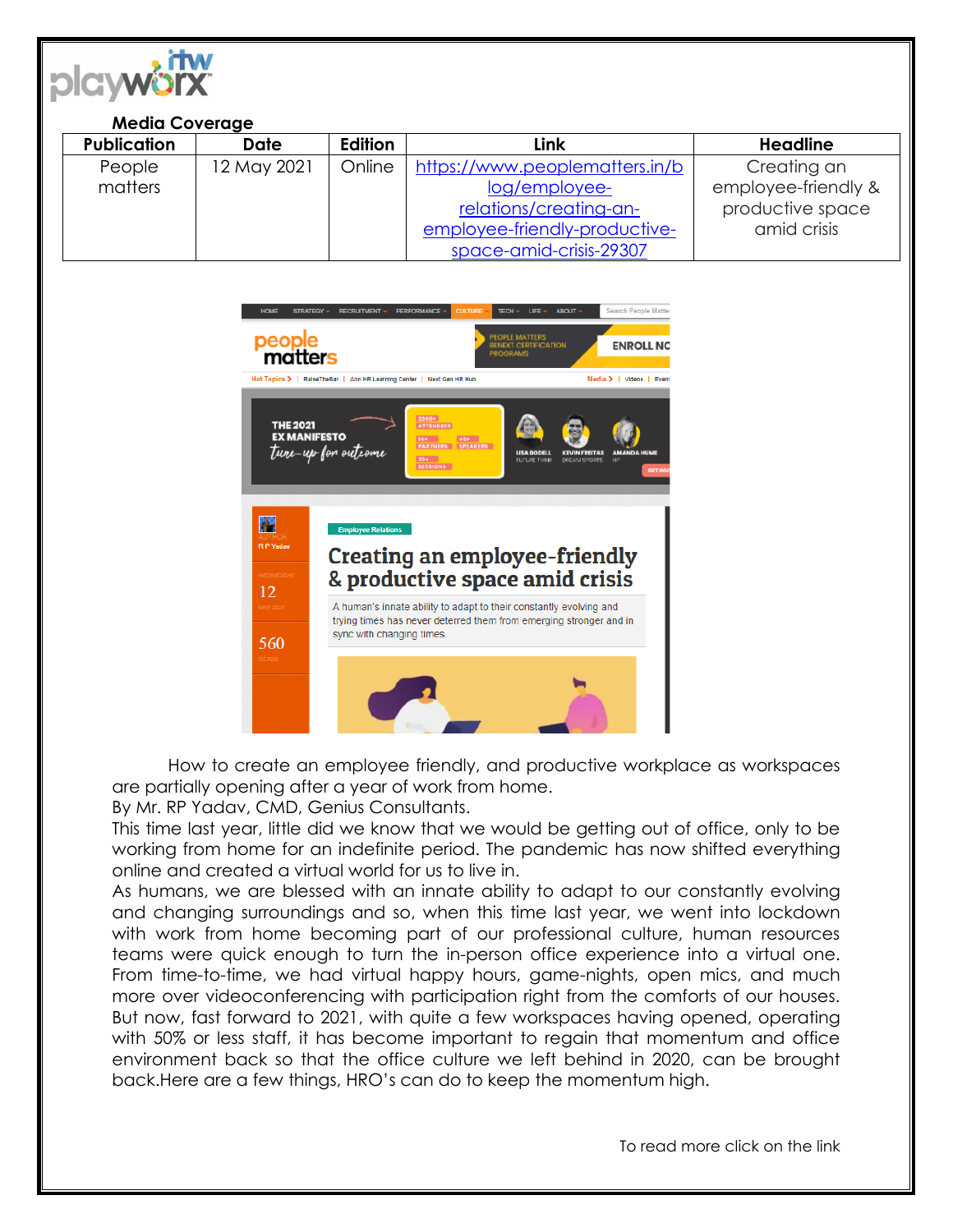**Media Coverage**

| Publication | Date | Edition | Link | Headline |
|---|---|---|---|---|
| People matters | 12 May 2021 | Online | https://www.peoplematters.in/blog/employee-relations/creating-an-employee-friendly-productive-space-amid-crisis-29307 | Creating an employee-friendly & productive space amid crisis |

How to create an employee friendly, and productive workplace as workspaces are partially opening after a year of work from home.

By Mr. RP Yadav, CMD, Genius Consultants.

This time last year, little did we know that we would be getting out of office, only to be working from home for an indefinite period. The pandemic has now shifted everything online and created a virtual world for us to live in.

As humans, we are blessed with an innate ability to adapt to our constantly evolving and changing surroundings and so, when this time last year, we went into lockdown with work from home becoming part of our professional culture, human resources teams were quick enough to turn the in-person office experience into a virtual one. From time-to-time, we had virtual happy hours, game-nights, open mics, and much more over videoconferencing with participation right from the comforts of our houses. But now, fast forward to 2021, with quite a few workspaces having opened, operating with 50% or less staff, it has become important to regain that momentum and office environment back so that the office culture we left behind in 2020, can be brought back.Here are a few things, HRO's can do to keep the momentum high.

To read more click on the link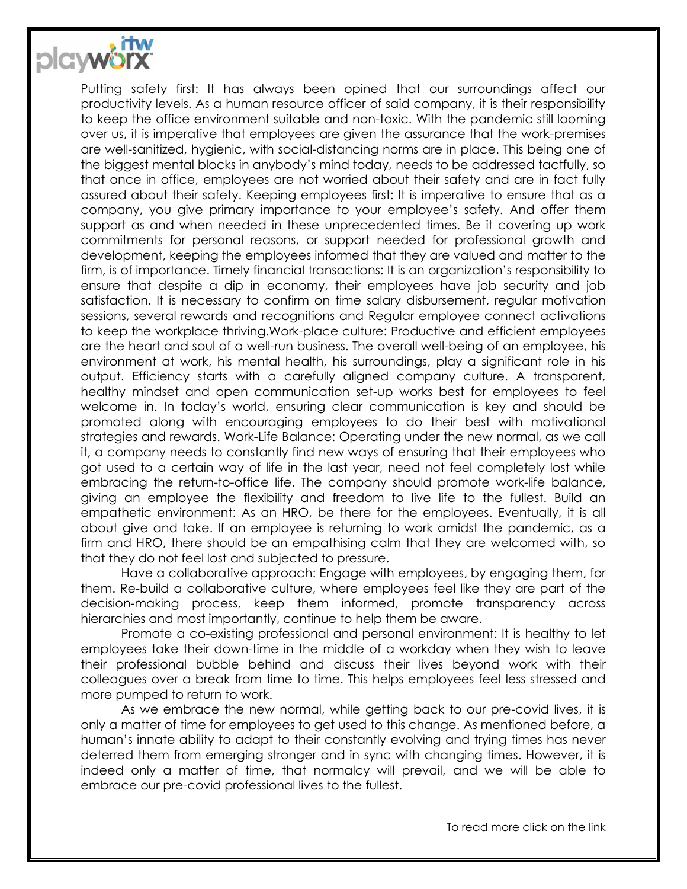Putting safety first: It has always been opined that our surroundings affect our productivity levels. As a human resource officer of said company, it is their responsibility to keep the office environment suitable and non-toxic. With the pandemic still looming over us, it is imperative that employees are given the assurance that the work-premises are well-sanitized, hygienic, with social-distancing norms are in place. This being one of the biggest mental blocks in anybody's mind today, needs to be addressed tactfully, so that once in office, employees are not worried about their safety and are in fact fully assured about their safety. Keeping employees first: It is imperative to ensure that as a company, you give primary importance to your employee's safety. And offer them support as and when needed in these unprecedented times. Be it covering up work commitments for personal reasons, or support needed for professional growth and development, keeping the employees informed that they are valued and matter to the firm, is of importance. Timely financial transactions: It is an organization's responsibility to ensure that despite a dip in economy, their employees have job security and job satisfaction. It is necessary to confirm on time salary disbursement, regular motivation sessions, several rewards and recognitions and Regular employee connect activations to keep the workplace thriving.Work-place culture: Productive and efficient employees are the heart and soul of a well-run business. The overall well-being of an employee, his environment at work, his mental health, his surroundings, play a significant role in his output. Efficiency starts with a carefully aligned company culture. A transparent, healthy mindset and open communication set-up works best for employees to feel welcome in. In today's world, ensuring clear communication is key and should be promoted along with encouraging employees to do their best with motivational strategies and rewards. Work-Life Balance: Operating under the new normal, as we call it, a company needs to constantly find new ways of ensuring that their employees who got used to a certain way of life in the last year, need not feel completely lost while embracing the return-to-office life. The company should promote work-life balance, giving an employee the flexibility and freedom to live life to the fullest. Build an empathetic environment: As an HRO, be there for the employees. Eventually, it is all about give and take. If an employee is returning to work amidst the pandemic, as a firm and HRO, there should be an empathising calm that they are welcomed with, so that they do not feel lost and subjected to pressure.

Have a collaborative approach: Engage with employees, by engaging them, for them. Re-build a collaborative culture, where employees feel like they are part of the decision-making process, keep them informed, promote transparency across hierarchies and most importantly, continue to help them be aware.

Promote a co-existing professional and personal environment: It is healthy to let employees take their down-time in the middle of a workday when they wish to leave their professional bubble behind and discuss their lives beyond work with their colleagues over a break from time to time. This helps employees feel less stressed and more pumped to return to work.

As we embrace the new normal, while getting back to our pre-covid lives, it is only a matter of time for employees to get used to this change. As mentioned before, a human's innate ability to adapt to their constantly evolving and trying times has never deterred them from emerging stronger and in sync with changing times. However, it is indeed only a matter of time, that normalcy will prevail, and we will be able to embrace our pre-covid professional lives to the fullest.

To read more click on the link